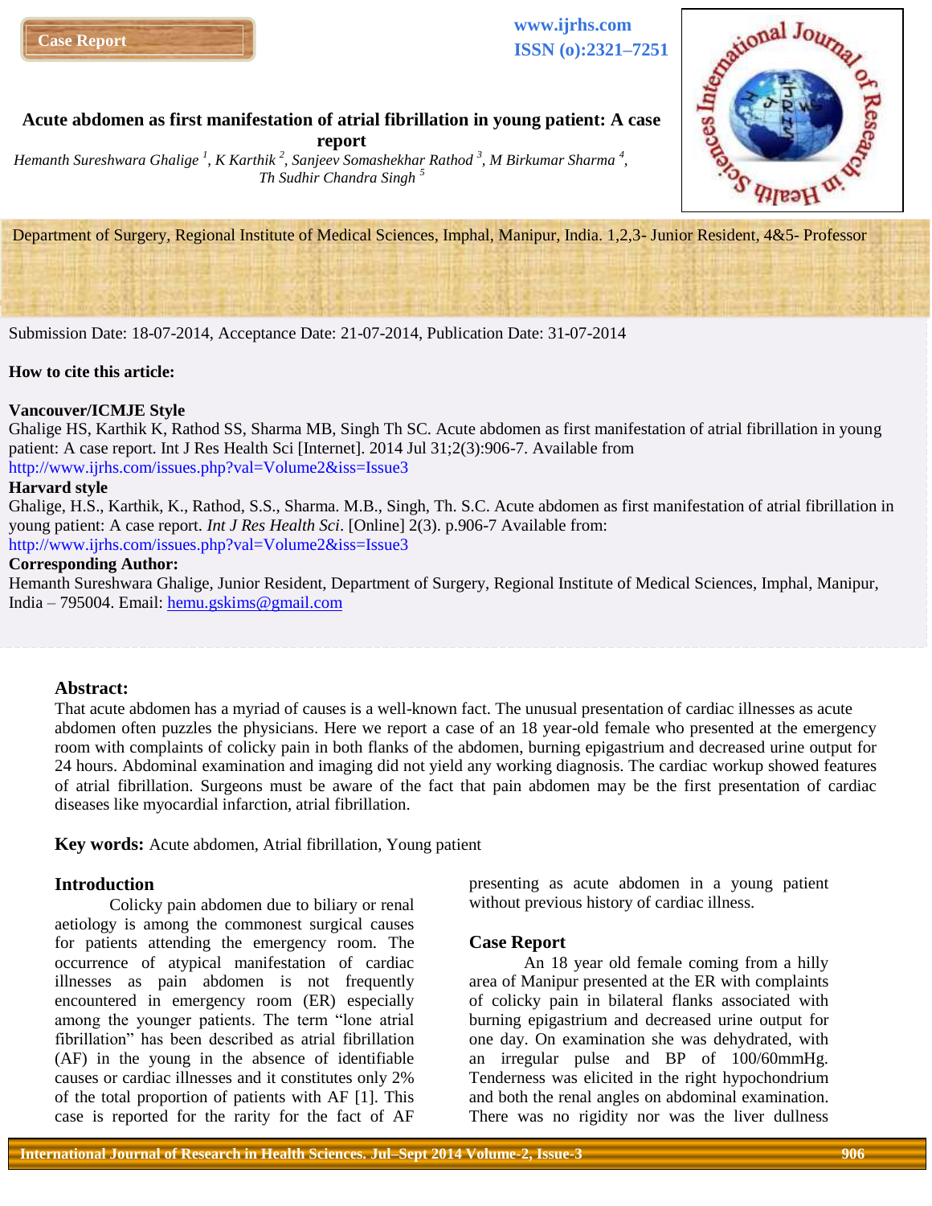Case Report

www.ijrhs.com
ISSN (o):2321–7251

# Acute abdomen as first manifestation of atrial fibrillation in young patient: A case report

*Hemanth Sureshwara Ghalige [1], K Karthik [2], Sanjeev Somashekhar Rathod [3], M Birkumar Sharma [4], Th Sudhir Chandra Singh [5]*

Department of Surgery, Regional Institute of Medical Sciences, Imphal, Manipur, India. 1,2,3- Junior Resident, 4&5- Professor

Submission Date: 18-07-2014, Acceptance Date: 21-07-2014, Publication Date: 31-07-2014

**How to cite this article:**

**Vancouver/ICMJE Style**
Ghalige HS, Karthik K, Rathod SS, Sharma MB, Singh Th SC. Acute abdomen as first manifestation of atrial fibrillation in young patient: A case report. Int J Res Health Sci [Internet]. 2014 Jul 31;2(3):906-7. Available from http://www.ijrhs.com/issues.php?val=Volume2&iss=Issue3

**Harvard style**
Ghalige, H.S., Karthik, K., Rathod, S.S., Sharma. M.B., Singh, Th. S.C. Acute abdomen as first manifestation of atrial fibrillation in young patient: A case report. *Int J Res Health Sci*. [Online] 2(3). p.906-7 Available from: http://www.ijrhs.com/issues.php?val=Volume2&iss=Issue3

**Corresponding Author:**
Hemanth Sureshwara Ghalige, Junior Resident, Department of Surgery, Regional Institute of Medical Sciences, Imphal, Manipur, India – 795004. Email: hemu.gskims@gmail.com

## Abstract:

That acute abdomen has a myriad of causes is a well-known fact. The unusual presentation of cardiac illnesses as acute abdomen often puzzles the physicians. Here we report a case of an 18 year-old female who presented at the emergency room with complaints of colicky pain in both flanks of the abdomen, burning epigastrium and decreased urine output for 24 hours. Abdominal examination and imaging did not yield any working diagnosis. The cardiac workup showed features of atrial fibrillation. Surgeons must be aware of the fact that pain abdomen may be the first presentation of cardiac diseases like myocardial infarction, atrial fibrillation.

**Key words:** Acute abdomen, Atrial fibrillation, Young patient

## Introduction

Colicky pain abdomen due to biliary or renal aetiology is among the commonest surgical causes for patients attending the emergency room. The occurrence of atypical manifestation of cardiac illnesses as pain abdomen is not frequently encountered in emergency room (ER) especially among the younger patients. The term "lone atrial fibrillation" has been described as atrial fibrillation (AF) in the young in the absence of identifiable causes or cardiac illnesses and it constitutes only 2% of the total proportion of patients with AF [1]. This case is reported for the rarity for the fact of AF presenting as acute abdomen in a young patient without previous history of cardiac illness.

## Case Report

An 18 year old female coming from a hilly area of Manipur presented at the ER with complaints of colicky pain in bilateral flanks associated with burning epigastrium and decreased urine output for one day. On examination she was dehydrated, with an irregular pulse and BP of 100/60mmHg. Tenderness was elicited in the right hypochondrium and both the renal angles on abdominal examination. There was no rigidity nor was the liver dullness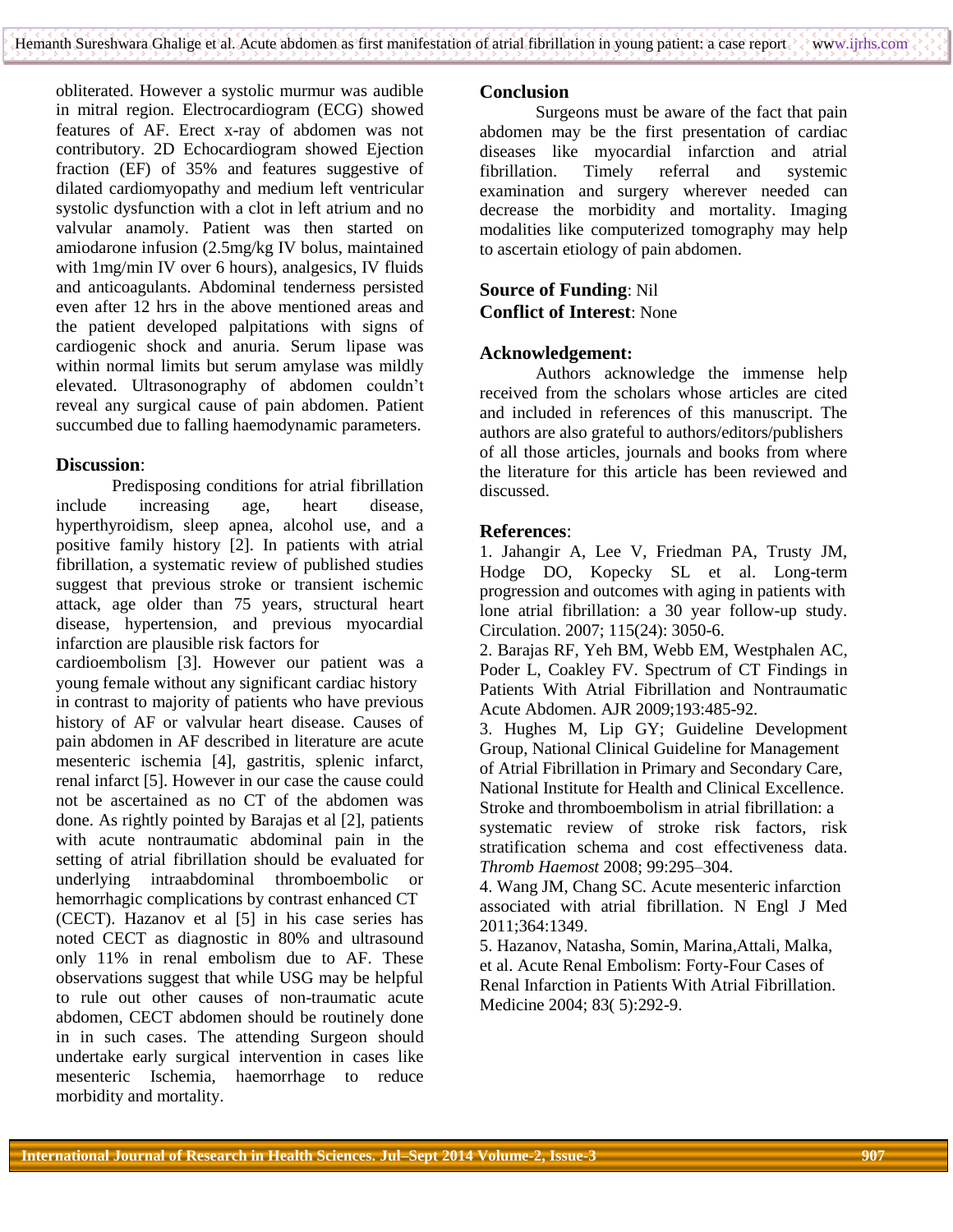obliterated. However a systolic murmur was audible in mitral region. Electrocardiogram (ECG) showed features of AF. Erect x-ray of abdomen was not contributory. 2D Echocardiogram showed Ejection fraction (EF) of 35% and features suggestive of dilated cardiomyopathy and medium left ventricular systolic dysfunction with a clot in left atrium and no valvular anamoly. Patient was then started on amiodarone infusion (2.5mg/kg IV bolus, maintained with 1mg/min IV over 6 hours), analgesics, IV fluids and anticoagulants. Abdominal tenderness persisted even after 12 hrs in the above mentioned areas and the patient developed palpitations with signs of cardiogenic shock and anuria. Serum lipase was within normal limits but serum amylase was mildly elevated. Ultrasonography of abdomen couldn't reveal any surgical cause of pain abdomen. Patient succumbed due to falling haemodynamic parameters.

## Discussion:

Predisposing conditions for atrial fibrillation include increasing age, heart disease, hyperthyroidism, sleep apnea, alcohol use, and a positive family history [2]. In patients with atrial fibrillation, a systematic review of published studies suggest that previous stroke or transient ischemic attack, age older than 75 years, structural heart disease, hypertension, and previous myocardial infarction are plausible risk factors for cardioembolism [3]. However our patient was a young female without any significant cardiac history in contrast to majority of patients who have previous history of AF or valvular heart disease. Causes of pain abdomen in AF described in literature are acute mesenteric ischemia [4], gastritis, splenic infarct, renal infarct [5]. However in our case the cause could not be ascertained as no CT of the abdomen was done. As rightly pointed by Barajas et al [2], patients with acute nontraumatic abdominal pain in the setting of atrial fibrillation should be evaluated for underlying intraabdominal thromboembolic or hemorrhagic complications by contrast enhanced CT (CECT). Hazanov et al [5] in his case series has noted CECT as diagnostic in 80% and ultrasound only 11% in renal embolism due to AF. These observations suggest that while USG may be helpful to rule out other causes of non-traumatic acute abdomen, CECT abdomen should be routinely done in in such cases. The attending Surgeon should undertake early surgical intervention in cases like mesenteric Ischemia, haemorrhage to reduce morbidity and mortality.

## Conclusion

Surgeons must be aware of the fact that pain abdomen may be the first presentation of cardiac diseases like myocardial infarction and atrial fibrillation. Timely referral and systemic examination and surgery wherever needed can decrease the morbidity and mortality. Imaging modalities like computerized tomography may help to ascertain etiology of pain abdomen.

**Source of Funding**: Nil
**Conflict of Interest**: None

## Acknowledgement:

Authors acknowledge the immense help received from the scholars whose articles are cited and included in references of this manuscript. The authors are also grateful to authors/editors/publishers of all those articles, journals and books from where the literature for this article has been reviewed and discussed.

## References:

1. Jahangir A, Lee V, Friedman PA, Trusty JM, Hodge DO, Kopecky SL et al. Long-term progression and outcomes with aging in patients with lone atrial fibrillation: a 30 year follow-up study. Circulation. 2007; 115(24): 3050-6.
2. Barajas RF, Yeh BM, Webb EM, Westphalen AC, Poder L, Coakley FV. Spectrum of CT Findings in Patients With Atrial Fibrillation and Nontraumatic Acute Abdomen. AJR 2009;193:485-92.
3. Hughes M, Lip GY; Guideline Development Group, National Clinical Guideline for Management of Atrial Fibrillation in Primary and Secondary Care, National Institute for Health and Clinical Excellence. Stroke and thromboembolism in atrial fibrillation: a systematic review of stroke risk factors, risk stratification schema and cost effectiveness data. *Thromb Haemost* 2008; 99:295–304.
4. Wang JM, Chang SC. Acute mesenteric infarction associated with atrial fibrillation. N Engl J Med 2011;364:1349.
5. Hazanov, Natasha, Somin, Marina,Attali, Malka, et al. Acute Renal Embolism: Forty-Four Cases of Renal Infarction in Patients With Atrial Fibrillation. Medicine 2004; 83( 5):292-9.